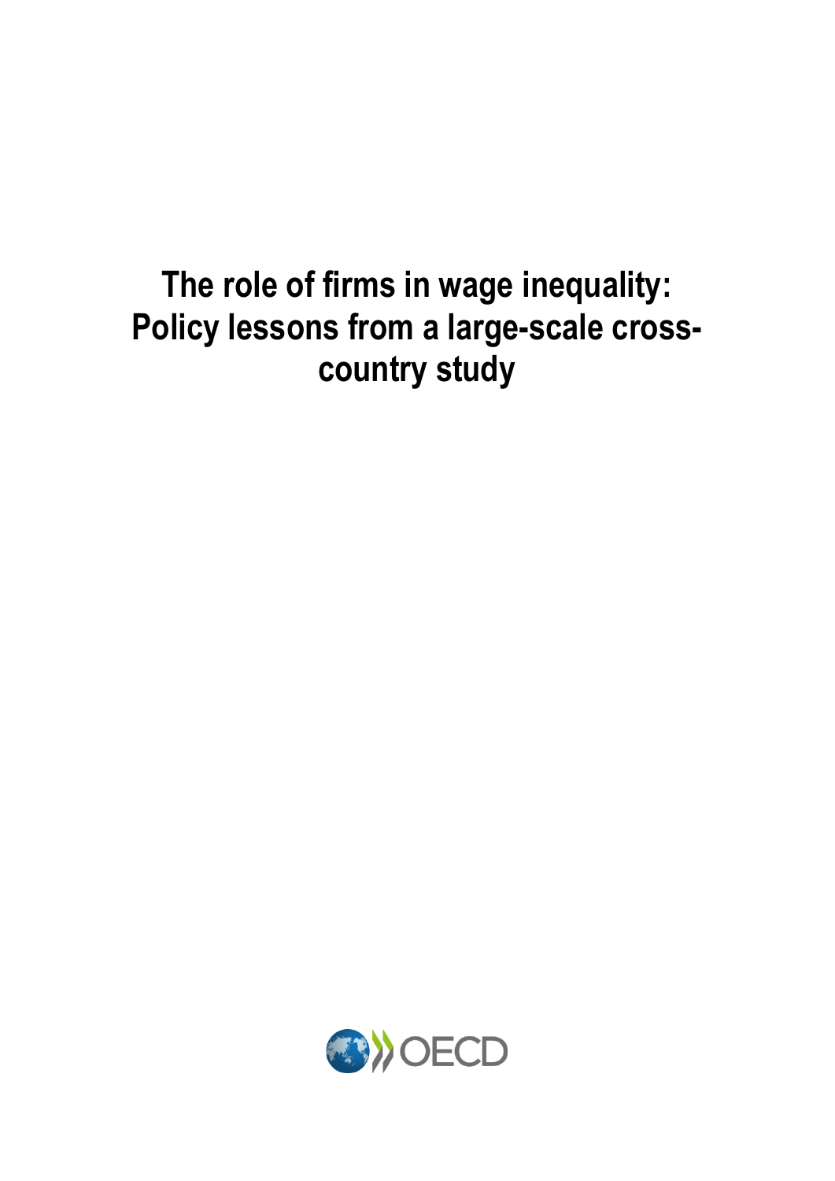# The role of firms in wage inequality: Policy lessons from a large-scale cross-country study

OECD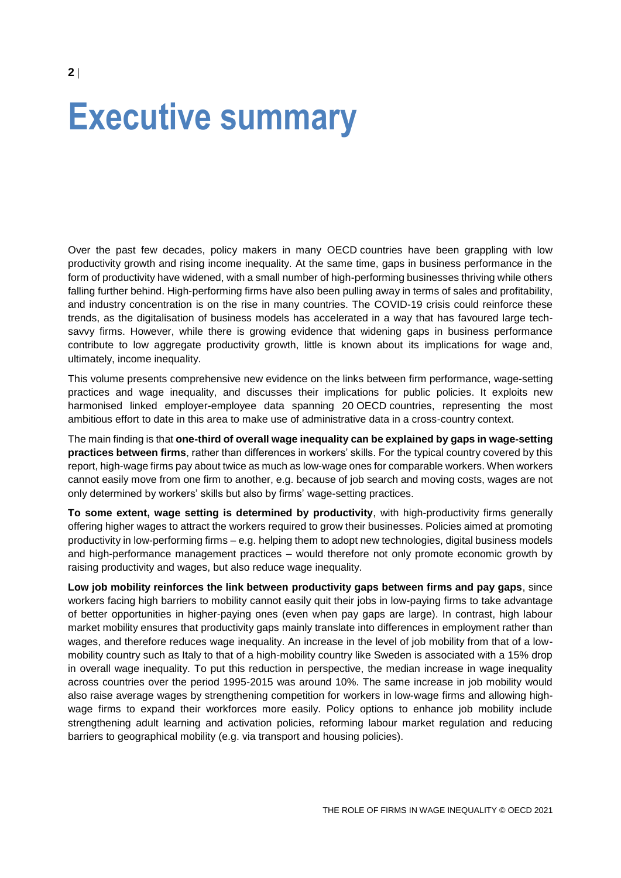# Executive summary

Over the past few decades, policy makers in many OECD countries have been grappling with low productivity growth and rising income inequality. At the same time, gaps in business performance in the form of productivity have widened, with a small number of high-performing businesses thriving while others falling further behind. High-performing firms have also been pulling away in terms of sales and profitability, and industry concentration is on the rise in many countries. The COVID-19 crisis could reinforce these trends, as the digitalisation of business models has accelerated in a way that has favoured large tech-savvy firms. However, while there is growing evidence that widening gaps in business performance contribute to low aggregate productivity growth, little is known about its implications for wage and, ultimately, income inequality.

This volume presents comprehensive new evidence on the links between firm performance, wage-setting practices and wage inequality, and discusses their implications for public policies. It exploits new harmonised linked employer-employee data spanning 20 OECD countries, representing the most ambitious effort to date in this area to make use of administrative data in a cross-country context.

The main finding is that **one-third of overall wage inequality can be explained by gaps in wage-setting practices between firms**, rather than differences in workers' skills. For the typical country covered by this report, high-wage firms pay about twice as much as low-wage ones for comparable workers. When workers cannot easily move from one firm to another, e.g. because of job search and moving costs, wages are not only determined by workers' skills but also by firms' wage-setting practices.

**To some extent, wage setting is determined by productivity**, with high-productivity firms generally offering higher wages to attract the workers required to grow their businesses. Policies aimed at promoting productivity in low-performing firms – e.g. helping them to adopt new technologies, digital business models and high-performance management practices – would therefore not only promote economic growth by raising productivity and wages, but also reduce wage inequality.

**Low job mobility reinforces the link between productivity gaps between firms and pay gaps**, since workers facing high barriers to mobility cannot easily quit their jobs in low-paying firms to take advantage of better opportunities in higher-paying ones (even when pay gaps are large). In contrast, high labour market mobility ensures that productivity gaps mainly translate into differences in employment rather than wages, and therefore reduces wage inequality. An increase in the level of job mobility from that of a low-mobility country such as Italy to that of a high-mobility country like Sweden is associated with a 15% drop in overall wage inequality. To put this reduction in perspective, the median increase in wage inequality across countries over the period 1995-2015 was around 10%. The same increase in job mobility would also raise average wages by strengthening competition for workers in low-wage firms and allowing high-wage firms to expand their workforces more easily. Policy options to enhance job mobility include strengthening adult learning and activation policies, reforming labour market regulation and reducing barriers to geographical mobility (e.g. via transport and housing policies).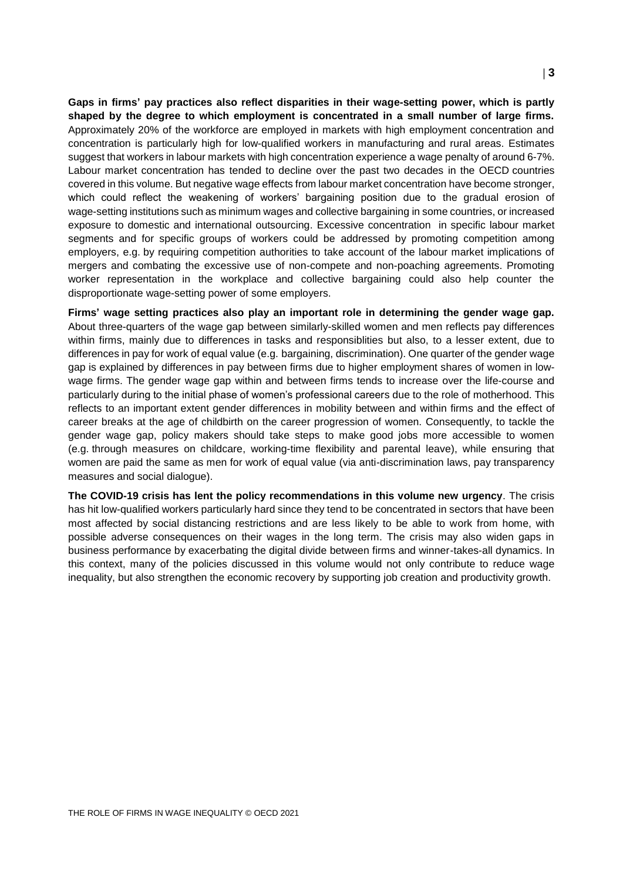**Gaps in firms' pay practices also reflect disparities in their wage-setting power, which is partly shaped by the degree to which employment is concentrated in a small number of large firms.** Approximately 20% of the workforce are employed in markets with high employment concentration and concentration is particularly high for low-qualified workers in manufacturing and rural areas. Estimates suggest that workers in labour markets with high concentration experience a wage penalty of around 6-7%. Labour market concentration has tended to decline over the past two decades in the OECD countries covered in this volume. But negative wage effects from labour market concentration have become stronger, which could reflect the weakening of workers' bargaining position due to the gradual erosion of wage-setting institutions such as minimum wages and collective bargaining in some countries, or increased exposure to domestic and international outsourcing. Excessive concentration in specific labour market segments and for specific groups of workers could be addressed by promoting competition among employers, e.g. by requiring competition authorities to take account of the labour market implications of mergers and combating the excessive use of non-compete and non-poaching agreements. Promoting worker representation in the workplace and collective bargaining could also help counter the disproportionate wage-setting power of some employers.

**Firms' wage setting practices also play an important role in determining the gender wage gap.** About three-quarters of the wage gap between similarly-skilled women and men reflects pay differences within firms, mainly due to differences in tasks and responsiblities but also, to a lesser extent, due to differences in pay for work of equal value (e.g. bargaining, discrimination). One quarter of the gender wage gap is explained by differences in pay between firms due to higher employment shares of women in low-wage firms. The gender wage gap within and between firms tends to increase over the life-course and particularly during to the initial phase of women's professional careers due to the role of motherhood. This reflects to an important extent gender differences in mobility between and within firms and the effect of career breaks at the age of childbirth on the career progression of women. Consequently, to tackle the gender wage gap, policy makers should take steps to make good jobs more accessible to women (e.g. through measures on childcare, working-time flexibility and parental leave), while ensuring that women are paid the same as men for work of equal value (via anti-discrimination laws, pay transparency measures and social dialogue).

**The COVID-19 crisis has lent the policy recommendations in this volume new urgency**. The crisis has hit low-qualified workers particularly hard since they tend to be concentrated in sectors that have been most affected by social distancing restrictions and are less likely to be able to work from home, with possible adverse consequences on their wages in the long term. The crisis may also widen gaps in business performance by exacerbating the digital divide between firms and winner-takes-all dynamics. In this context, many of the policies discussed in this volume would not only contribute to reduce wage inequality, but also strengthen the economic recovery by supporting job creation and productivity growth.